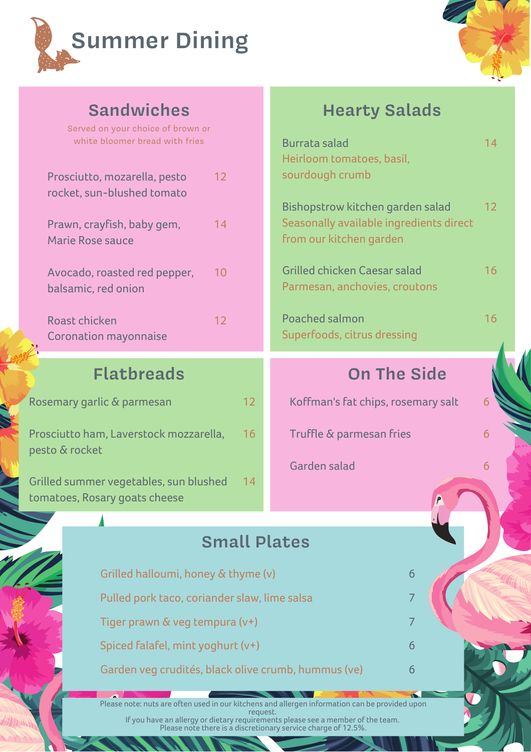# Summer Dining

## Sandwiches

Served on your choice of brown or white bloomer bread with fries

| Item | Price |
|---|---|
| Prosciutto, mozarella, pesto rocket, sun-blushed tomato | 12 |
| Prawn, crayfish, baby gem, Marie Rose sauce | 14 |
| Avocado, roasted red pepper, balsamic, red onion | 10 |
| Roast chicken Coronation mayonnaise | 12 |

## Hearty Salads

| Item | Price |
|---|---|
| Burrata salad<br>Heirloom tomatoes, basil, sourdough crumb | 14 |
| Bishopstrow kitchen garden salad<br>Seasonally available ingredients direct from our kitchen garden | 12 |
| Grilled chicken Caesar salad<br>Parmesan, anchovies, croutons | 16 |
| Poached salmon<br>Superfoods, citrus dressing | 16 |

## Flatbreads

| Item | Price |
|---|---|
| Rosemary garlic & parmesan | 12 |
| Prosciutto ham, Laverstock mozzarella, pesto & rocket | 16 |
| Grilled summer vegetables, sun blushed tomatoes, Rosary goats cheese | 14 |

## On The Side

| Item | Price |
|---|---|
| Koffman's fat chips, rosemary salt | 6 |
| Truffle & parmesan fries | 6 |
| Garden salad | 6 |

## Small Plates

| Item | Price |
|---|---|
| Grilled halloumi, honey & thyme (v) | 6 |
| Pulled pork taco, coriander slaw, lime salsa | 7 |
| Tiger prawn & veg tempura (v+) | 7 |
| Spiced falafel, mint yoghurt (v+) | 6 |
| Garden veg crudités, black olive crumb, hummus (ve) | 6 |

Please note: nuts are often used in our kitchens and allergen information can be provided upon request.
If you have an allergy or dietary requirements please see a member of the team.
Please note there is a discretionary service charge of 12.5%.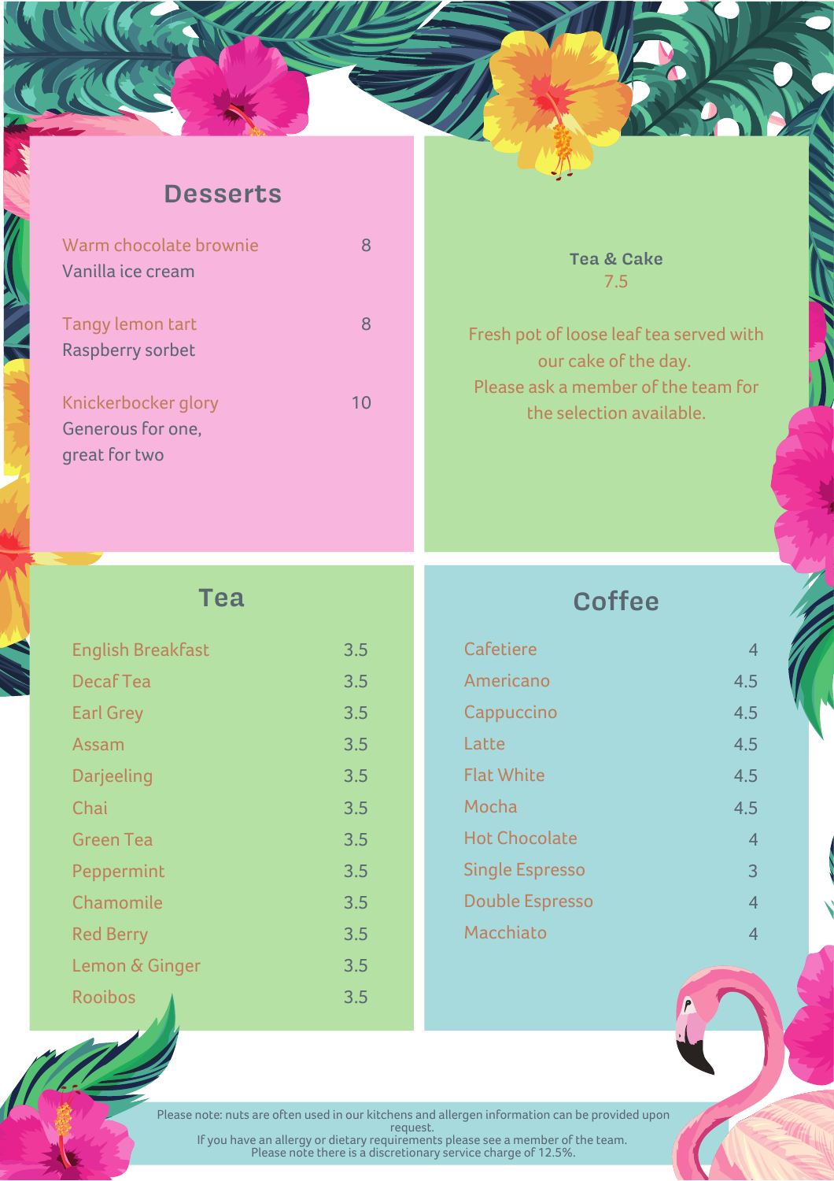## Desserts

| | |
|---|---|
| Warm chocolate brownie<br>Vanilla ice cream | 8 |
| Tangy lemon tart<br>Raspberry sorbet | 8 |
| Knickerbocker glory<br>Generous for one, great for two | 10 |

**Tea & Cake**
7.5

Fresh pot of loose leaf tea served with our cake of the day.
Please ask a member of the team for the selection available.

## Tea

| | |
|---|---|
| English Breakfast | 3.5 |
| Decaf Tea | 3.5 |
| Earl Grey | 3.5 |
| Assam | 3.5 |
| Darjeeling | 3.5 |
| Chai | 3.5 |
| Green Tea | 3.5 |
| Peppermint | 3.5 |
| Chamomile | 3.5 |
| Red Berry | 3.5 |
| Lemon & Ginger | 3.5 |
| Rooibos | 3.5 |

## Coffee

| | |
|---|---|
| Cafetiere | 4 |
| Americano | 4.5 |
| Cappuccino | 4.5 |
| Latte | 4.5 |
| Flat White | 4.5 |
| Mocha | 4.5 |
| Hot Chocolate | 4 |
| Single Espresso | 3 |
| Double Espresso | 4 |
| Macchiato | 4 |

Please note: nuts are often used in our kitchens and allergen information can be provided upon request.
If you have an allergy or dietary requirements please see a member of the team.
Please note there is a discretionary service charge of 12.5%.